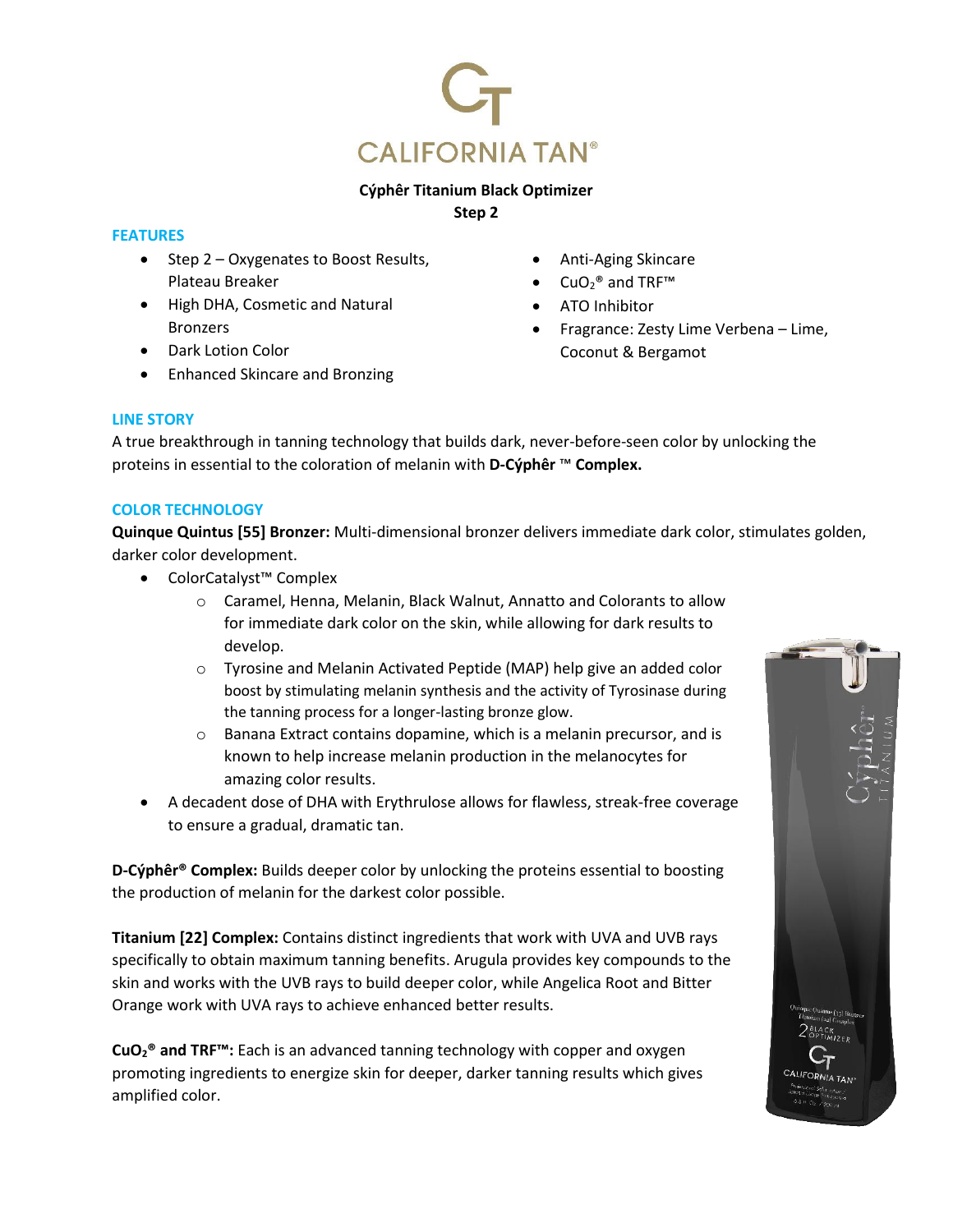# CALIFORNIA TAN®

**Cýphêr Titanium Black Optimizer**
**Step 2**

## FEATURES

- Step 2 – Oxygenates to Boost Results, Plateau Breaker
- High DHA, Cosmetic and Natural Bronzers
- Dark Lotion Color
- Enhanced Skincare and Bronzing
- Anti-Aging Skincare
- $CuO_2$® and TRF™
- ATO Inhibitor
- Fragrance: Zesty Lime Verbena – Lime, Coconut & Bergamot

## LINE STORY

A true breakthrough in tanning technology that builds dark, never-before-seen color by unlocking the proteins in essential to the coloration of melanin with **D-Cýphêr ™ Complex.**

## COLOR TECHNOLOGY

**Quinque Quintus [55] Bronzer:** Multi-dimensional bronzer delivers immediate dark color, stimulates golden, darker color development.

- ColorCatalyst™ Complex
  - Caramel, Henna, Melanin, Black Walnut, Annatto and Colorants to allow for immediate dark color on the skin, while allowing for dark results to develop.
  - Tyrosine and Melanin Activated Peptide (MAP) help give an added color boost by stimulating melanin synthesis and the activity of Tyrosinase during the tanning process for a longer-lasting bronze glow.
  - Banana Extract contains dopamine, which is a melanin precursor, and is known to help increase melanin production in the melanocytes for amazing color results.
- A decadent dose of DHA with Erythrulose allows for flawless, streak-free coverage to ensure a gradual, dramatic tan.

**D-Cýphêr® Complex:** Builds deeper color by unlocking the proteins essential to boosting the production of melanin for the darkest color possible.

**Titanium [22] Complex:** Contains distinct ingredients that work with UVA and UVB rays specifically to obtain maximum tanning benefits. Arugula provides key compounds to the skin and works with the UVB rays to build deeper color, while Angelica Root and Bitter Orange work with UVA rays to achieve enhanced better results.

**$CuO_2$® and TRF™:** Each is an advanced tanning technology with copper and oxygen promoting ingredients to energize skin for deeper, darker tanning results which gives amplified color.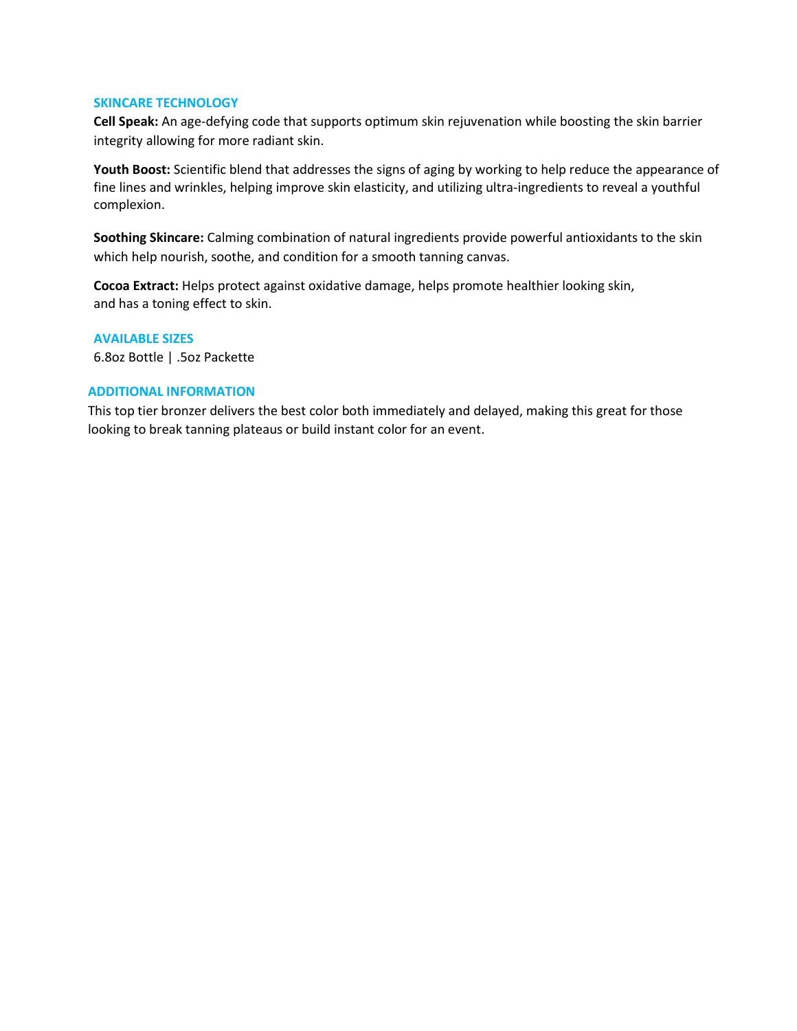## SKINCARE TECHNOLOGY

**Cell Speak:** An age-defying code that supports optimum skin rejuvenation while boosting the skin barrier integrity allowing for more radiant skin.

**Youth Boost:** Scientific blend that addresses the signs of aging by working to help reduce the appearance of fine lines and wrinkles, helping improve skin elasticity, and utilizing ultra-ingredients to reveal a youthful complexion.

**Soothing Skincare:** Calming combination of natural ingredients provide powerful antioxidants to the skin which help nourish, soothe, and condition for a smooth tanning canvas.

**Cocoa Extract:** Helps protect against oxidative damage, helps promote healthier looking skin, and has a toning effect to skin.

## AVAILABLE SIZES

6.8oz Bottle | .5oz Packette

## ADDITIONAL INFORMATION

This top tier bronzer delivers the best color both immediately and delayed, making this great for those looking to break tanning plateaus or build instant color for an event.